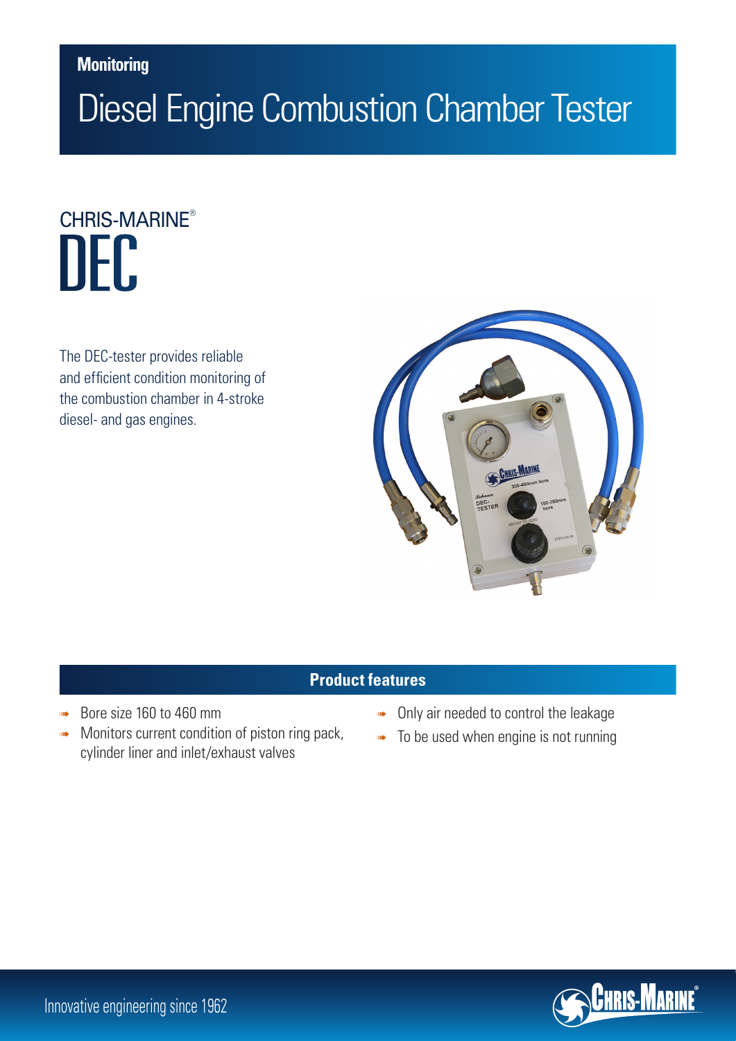Monitoring

# Diesel Engine Combustion Chamber Tester

## CHRIS-MARINE® DEC

The DEC-tester provides reliable and efficient condition monitoring of the combustion chamber in 4-stroke diesel- and gas engines.

### Product features

- Bore size 160 to 460 mm
- Monitors current condition of piston ring pack, cylinder liner and inlet/exhaust valves
- Only air needed to control the leakage
- To be used when engine is not running

Innovative engineering since 1962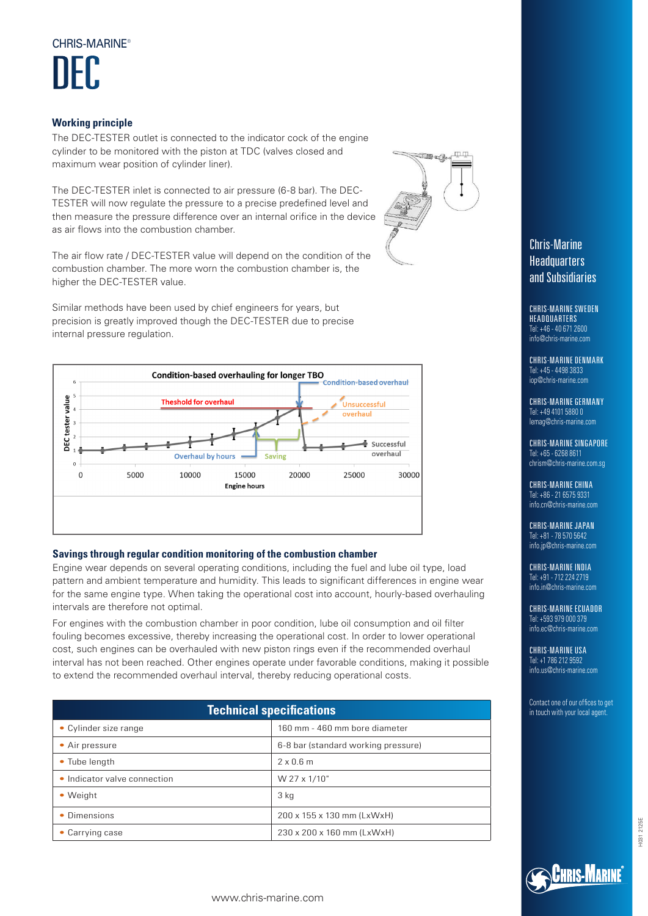CHRIS-MARINE®

# DEC

### Working principle

The DEC-TESTER outlet is connected to the indicator cock of the engine cylinder to be monitored with the piston at TDC (valves closed and maximum wear position of cylinder liner).

The DEC-TESTER inlet is connected to air pressure (6-8 bar). The DEC-TESTER will now regulate the pressure to a precise predefined level and then measure the pressure difference over an internal orifice in the device as air flows into the combustion chamber.

The air flow rate / DEC-TESTER value will depend on the condition of the combustion chamber. The more worn the combustion chamber is, the higher the DEC-TESTER value.

Similar methods have been used by chief engineers for years, but precision is greatly improved though the DEC-TESTER due to precise internal pressure regulation.

Condition-based overhauling for longer TBO

Condition-based overhaul

Theshold for overhaul

Unsuccessful overhaul

Successful overhaul

Overhaul by hours

Saving

DEC tester value

0
1
2
3
4
5
6

0
5000
10000
15000
20000
25000
30000

Engine hours

### Savings through regular condition monitoring of the combustion chamber

Engine wear depends on several operating conditions, including the fuel and lube oil type, load pattern and ambient temperature and humidity. This leads to significant differences in engine wear for the same engine type. When taking the operational cost into account, hourly-based overhauling intervals are therefore not optimal.

For engines with the combustion chamber in poor condition, lube oil consumption and oil filter fouling becomes excessive, thereby increasing the operational cost. In order to lower operational cost, such engines can be overhauled with new piston rings even if the recommended overhaul interval has not been reached. Other engines operate under favorable conditions, making it possible to extend the recommended overhaul interval, thereby reducing operational costs.

| Technical specifications | |
|---|---|
| • Cylinder size range | 160 mm - 460 mm bore diameter |
| • Air pressure | 6-8 bar (standard working pressure) |
| • Tube length | 2 x 0.6 m |
| • Indicator valve connection | W 27 x 1/10" |
| • Weight | 3 kg |
| • Dimensions | 200 x 155 x 130 mm (LxWxH) |
| • Carrying case | 230 x 200 x 160 mm (LxWxH) |

www.chris-marine.com

## Chris-Marine Headquarters and Subsidiaries

**CHRIS-MARINE SWEDEN HEADQUARTERS**
Tel: +46 - 40 671 2600
info@chris-marine.com

**CHRIS-MARINE DENMARK**
Tel: +45 - 4498 3833
iop@chris-marine.com

**CHRIS-MARINE GERMANY**
Tel: +49 4101 5880 0
lemag@chris-marine.com

**CHRIS-MARINE SINGAPORE**
Tel: +65 - 6268 8611
chrism@chris-marine.com.sg

**CHRIS-MARINE CHINA**
Tel: +86 - 21 6575 9331
info.cn@chris-marine.com

**CHRIS-MARINE JAPAN**
Tel: +81 - 78 570 5642
info.jp@chris-marine.com

**CHRIS-MARINE INDIA**
Tel: +91 - 712 224 2719
info.in@chris-marine.com

**CHRIS-MARINE ECUADOR**
Tel: +593 979 000 379
info.ec@chris-marine.com

**CHRIS-MARINE USA**
Tel: +1 786 212 9592
info.us@chris-marine.com

Contact one of our offices to get in touch with your local agent.

H031 2125E